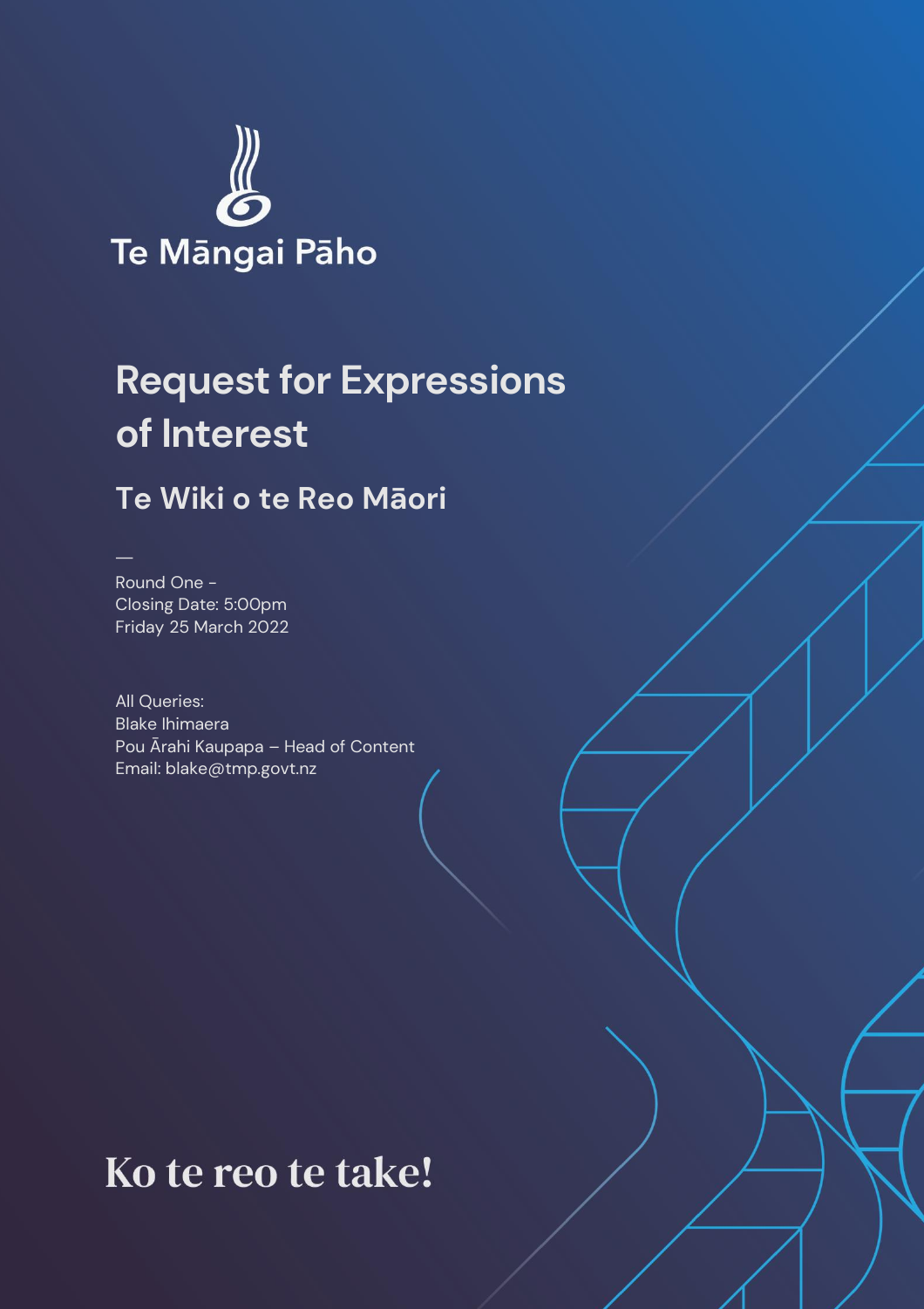Te Māngai Pāho

# Request for Expressions of Interest

## Te Wiki o te Reo Māori

—

Round One -
Closing Date: 5:00pm
Friday 25 March 2022

All Queries:
Blake Ihimaera
Pou Ārahi Kaupapa – Head of Content
Email: blake@tmp.govt.nz

**Ko te reo te take!**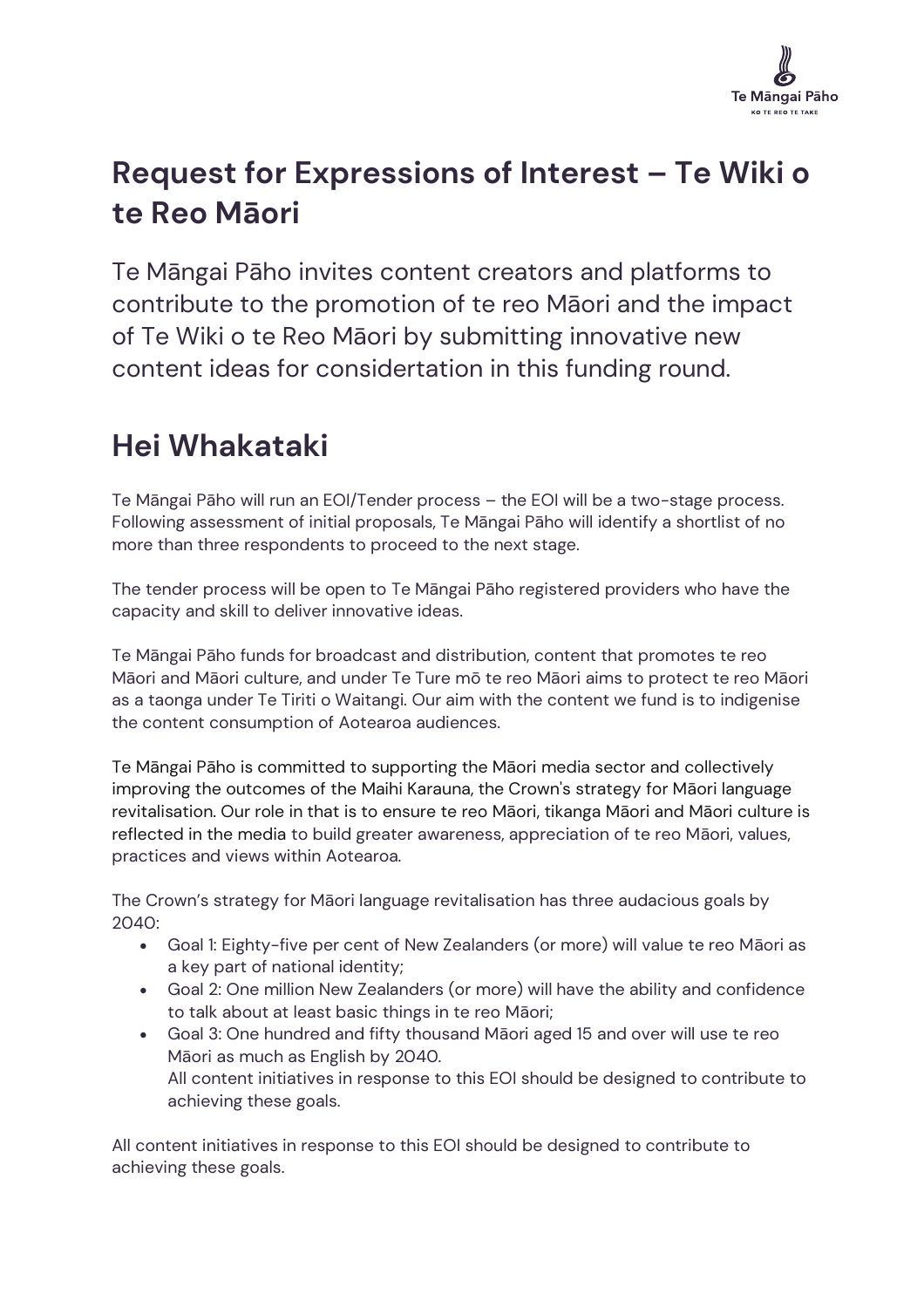## Request for Expressions of Interest – Te Wiki o te Reo Māori

Te Māngai Pāho invites content creators and platforms to contribute to the promotion of te reo Māori and the impact of Te Wiki o te Reo Māori by submitting innovative new content ideas for considertation in this funding round.

## Hei Whakataki

Te Māngai Pāho will run an EOI/Tender process – the EOI will be a two-stage process. Following assessment of initial proposals, Te Māngai Pāho will identify a shortlist of no more than three respondents to proceed to the next stage.

The tender process will be open to Te Māngai Pāho registered providers who have the capacity and skill to deliver innovative ideas.

Te Māngai Pāho funds for broadcast and distribution, content that promotes te reo Māori and Māori culture, and under Te Ture mō te reo Māori aims to protect te reo Māori as a taonga under Te Tiriti o Waitangi. Our aim with the content we fund is to indigenise the content consumption of Aotearoa audiences.

Te Māngai Pāho is committed to supporting the Māori media sector and collectively improving the outcomes of the Maihi Karauna, the Crown's strategy for Māori language revitalisation. Our role in that is to ensure te reo Māori, tikanga Māori and Māori culture is reflected in the media to build greater awareness, appreciation of te reo Māori, values, practices and views within Aotearoa.

The Crown's strategy for Māori language revitalisation has three audacious goals by 2040:

- Goal 1: Eighty-five per cent of New Zealanders (or more) will value te reo Māori as a key part of national identity;
- Goal 2: One million New Zealanders (or more) will have the ability and confidence to talk about at least basic things in te reo Māori;
- Goal 3: One hundred and fifty thousand Māori aged 15 and over will use te reo Māori as much as English by 2040.
  All content initiatives in response to this EOI should be designed to contribute to achieving these goals.

All content initiatives in response to this EOI should be designed to contribute to achieving these goals.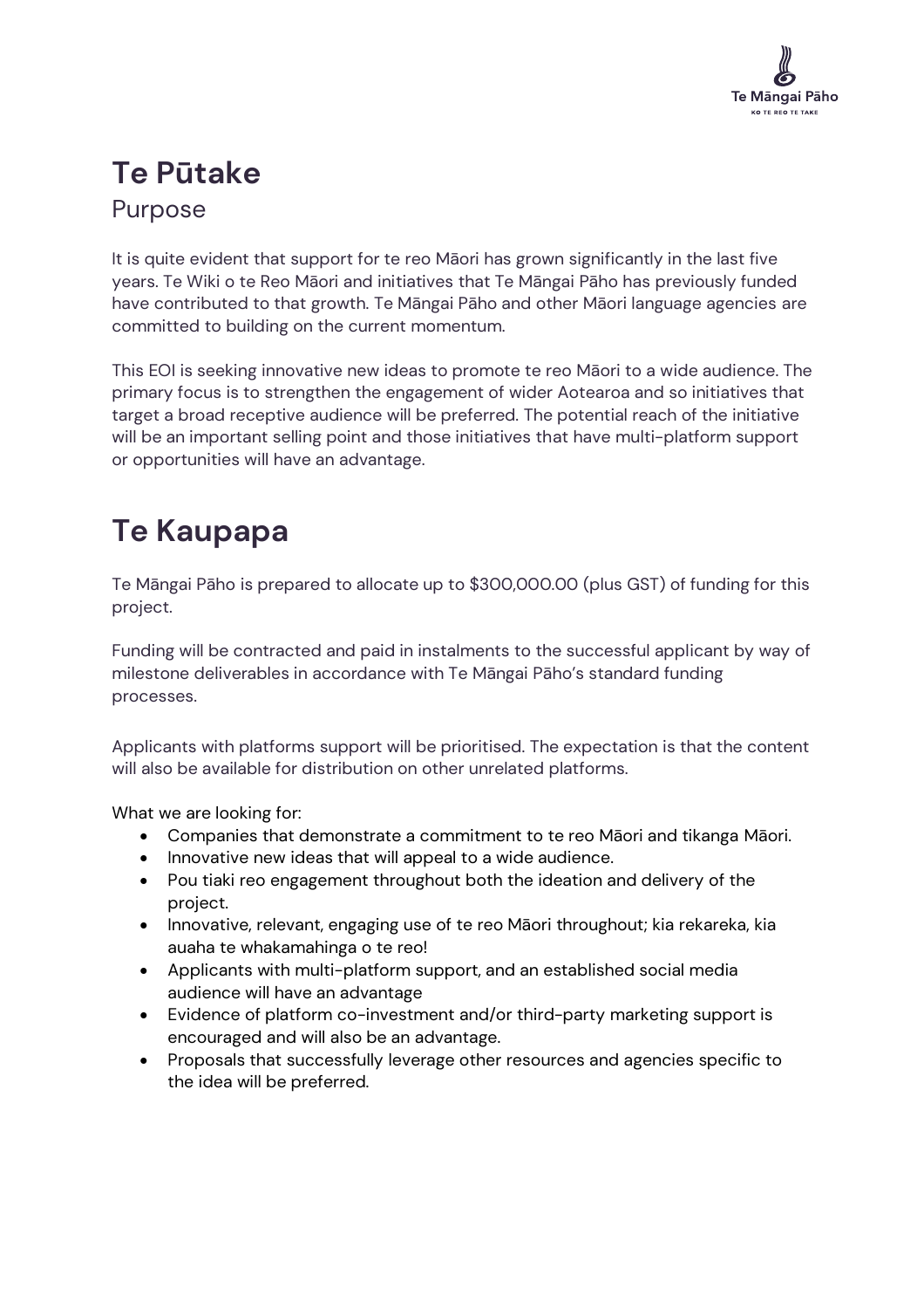# Te Pūtake

## Purpose

It is quite evident that support for te reo Māori has grown significantly in the last five years. Te Wiki o te Reo Māori and initiatives that Te Māngai Pāho has previously funded have contributed to that growth. Te Māngai Pāho and other Māori language agencies are committed to building on the current momentum.

This EOI is seeking innovative new ideas to promote te reo Māori to a wide audience. The primary focus is to strengthen the engagement of wider Aotearoa and so initiatives that target a broad receptive audience will be preferred. The potential reach of the initiative will be an important selling point and those initiatives that have multi-platform support or opportunities will have an advantage.

# Te Kaupapa

Te Māngai Pāho is prepared to allocate up to $300,000.00 (plus GST) of funding for this project.

Funding will be contracted and paid in instalments to the successful applicant by way of milestone deliverables in accordance with Te Māngai Pāho's standard funding processes.

Applicants with platforms support will be prioritised. The expectation is that the content will also be available for distribution on other unrelated platforms.

What we are looking for:

- Companies that demonstrate a commitment to te reo Māori and tikanga Māori.
- Innovative new ideas that will appeal to a wide audience.
- Pou tiaki reo engagement throughout both the ideation and delivery of the project.
- Innovative, relevant, engaging use of te reo Māori throughout; kia rekareka, kia auaha te whakamahinga o te reo!
- Applicants with multi-platform support, and an established social media audience will have an advantage
- Evidence of platform co-investment and/or third-party marketing support is encouraged and will also be an advantage.
- Proposals that successfully leverage other resources and agencies specific to the idea will be preferred.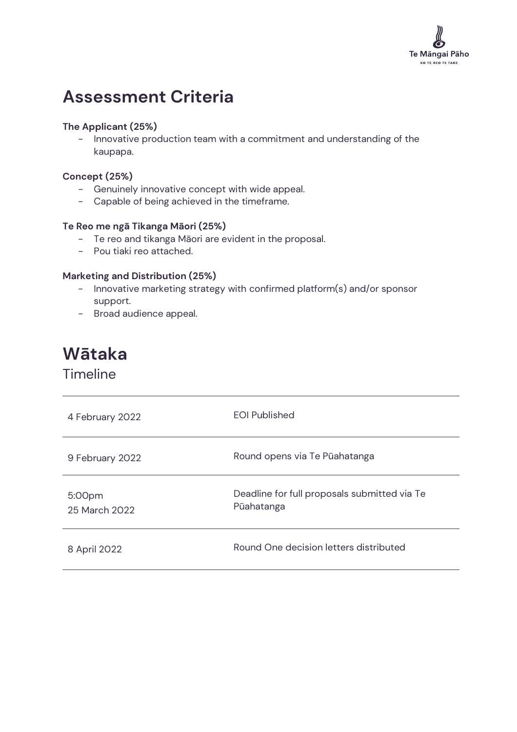# Assessment Criteria

**The Applicant (25%)**

- Innovative production team with a commitment and understanding of the kaupapa.

**Concept (25%)**

- Genuinely innovative concept with wide appeal.
- Capable of being achieved in the timeframe.

**Te Reo me ngā Tikanga Māori (25%)**

- Te reo and tikanga Māori are evident in the proposal.
- Pou tiaki reo attached.

**Marketing and Distribution (25%)**

- Innovative marketing strategy with confirmed platform(s) and/or sponsor support.
- Broad audience appeal.

# Wātaka

Timeline

| | |
|---|---|
| 4 February 2022 | EOI Published |
| 9 February 2022 | Round opens via Te Pūahatanga |
| 5:00pm 25 March 2022 | Deadline for full proposals submitted via Te Pūahatanga |
| 8 April 2022 | Round One decision letters distributed |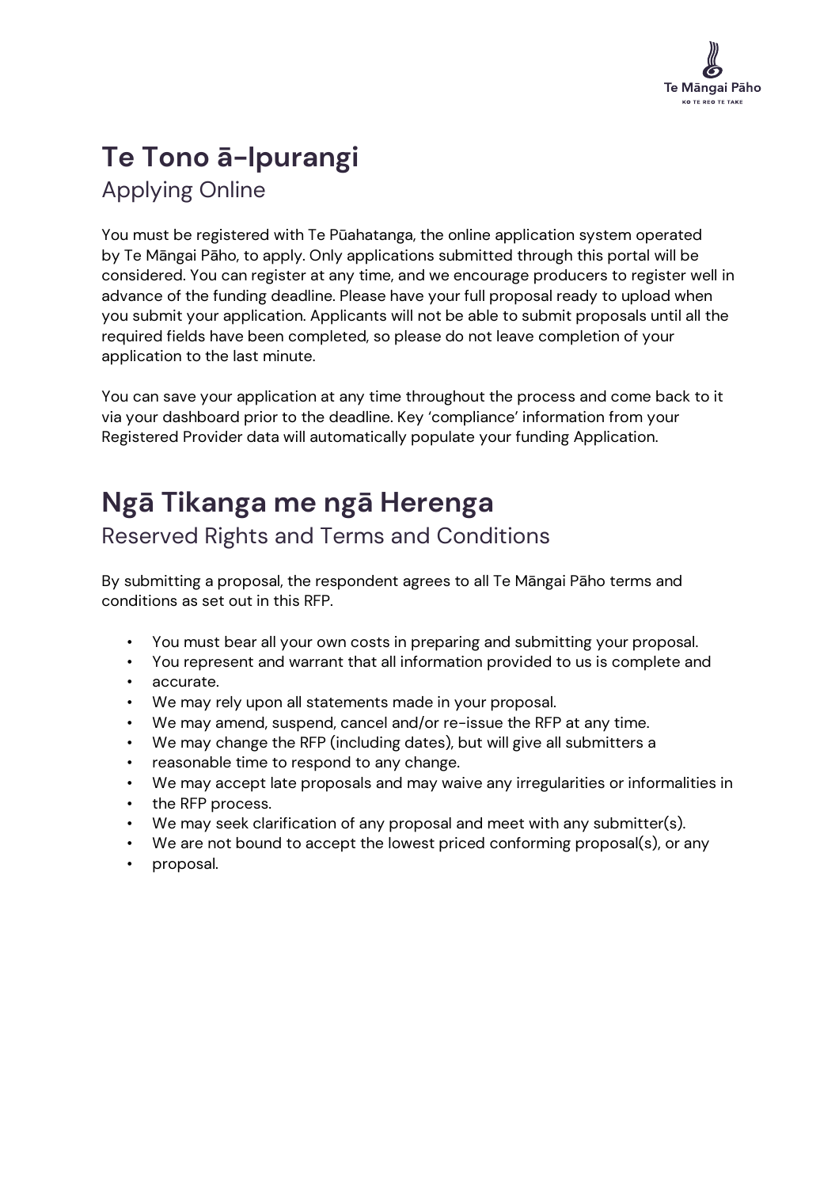# Te Tono ā-Ipurangi

## Applying Online

You must be registered with Te Pūahatanga, the online application system operated by Te Māngai Pāho, to apply. Only applications submitted through this portal will be considered. You can register at any time, and we encourage producers to register well in advance of the funding deadline. Please have your full proposal ready to upload when you submit your application. Applicants will not be able to submit proposals until all the required fields have been completed, so please do not leave completion of your application to the last minute.

You can save your application at any time throughout the process and come back to it via your dashboard prior to the deadline. Key 'compliance' information from your Registered Provider data will automatically populate your funding Application.

# Ngā Tikanga me ngā Herenga

## Reserved Rights and Terms and Conditions

By submitting a proposal, the respondent agrees to all Te Māngai Pāho terms and conditions as set out in this RFP.

- You must bear all your own costs in preparing and submitting your proposal.
- You represent and warrant that all information provided to us is complete and
- accurate.
- We may rely upon all statements made in your proposal.
- We may amend, suspend, cancel and/or re-issue the RFP at any time.
- We may change the RFP (including dates), but will give all submitters a
- reasonable time to respond to any change.
- We may accept late proposals and may waive any irregularities or informalities in
- the RFP process.
- We may seek clarification of any proposal and meet with any submitter(s).
- We are not bound to accept the lowest priced conforming proposal(s), or any
- proposal.